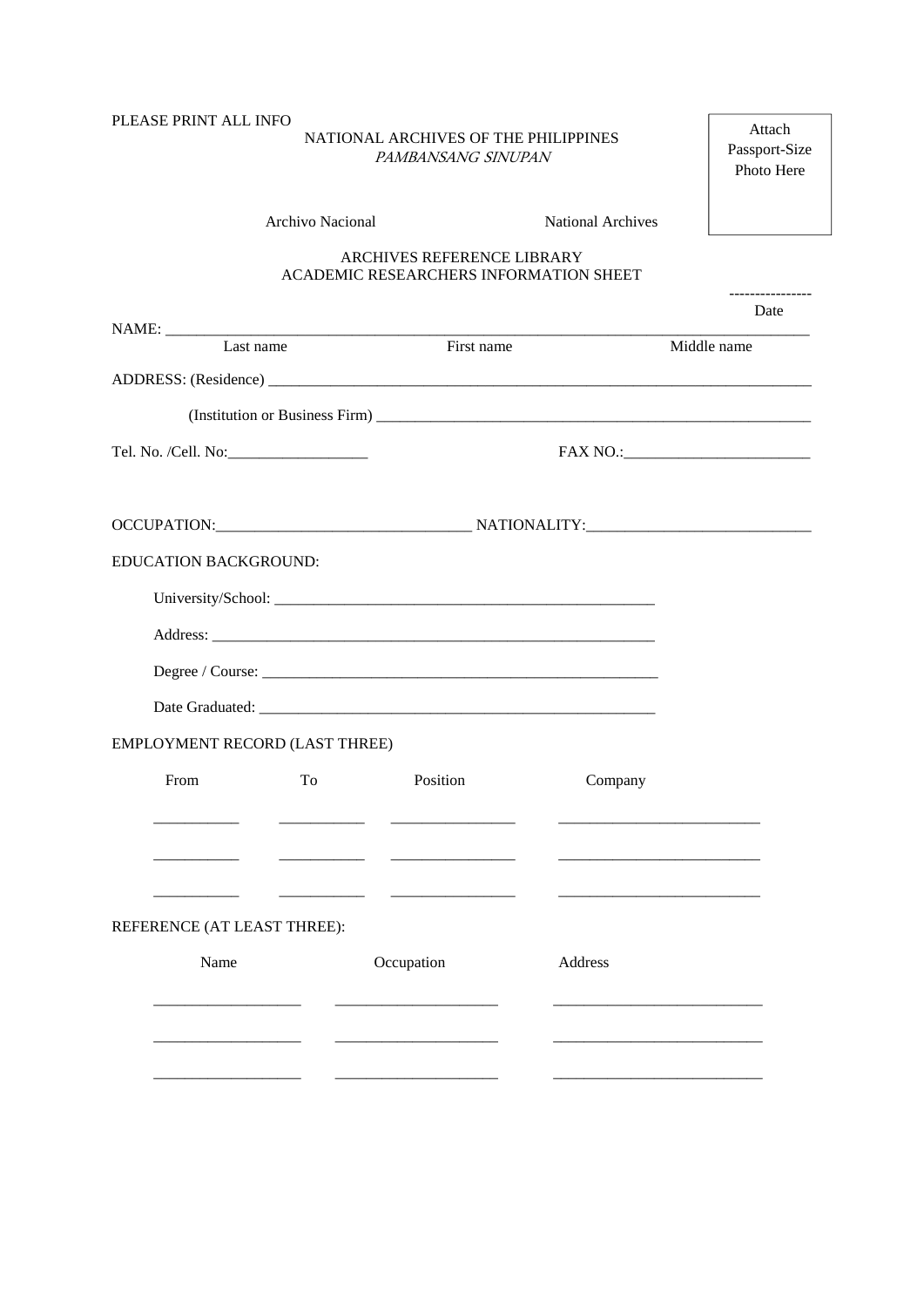PLEASE PRINT ALL INFO

NATIONAL ARCHIVES OF THE PHILIPPINES
*PAMBANSANG SINUPAN*

Attach Passport-Size Photo Here

Archivo Nacional National Archives

ARCHIVES REFERENCE LIBRARY
ACADEMIC RESEARCHERS INFORMATION SHEET

----------------
Date

NAME: ______________________________________________________________________________
Last name First name Middle name

ADDRESS: (Residence) ______________________________________________________________

(Institution or Business Firm) ____________________________________________________

Tel. No. /Cell. No:__________________ FAX NO.:________________________

OCCUPATION:________________________________ NATIONALITY:____________________________

EDUCATION BACKGROUND:

University/School: __________________________________________________

Address: ___________________________________________________________

Degree / Course: ____________________________________________________

Date Graduated: _____________________________________________________

EMPLOYMENT RECORD (LAST THREE)

| From | To | Position | Company |
|---|---|---|---|
| ___________ | ___________ | ________________ | __________________________ |
| ___________ | ___________ | ________________ | __________________________ |
| ___________ | ___________ | ________________ | __________________________ |

REFERENCE (AT LEAST THREE):

| Name | Occupation | Address |
|---|---|---|
| ___________________ | _____________________ | ___________________________ |
| ___________________ | _____________________ | ___________________________ |
| ___________________ | _____________________ | ___________________________ |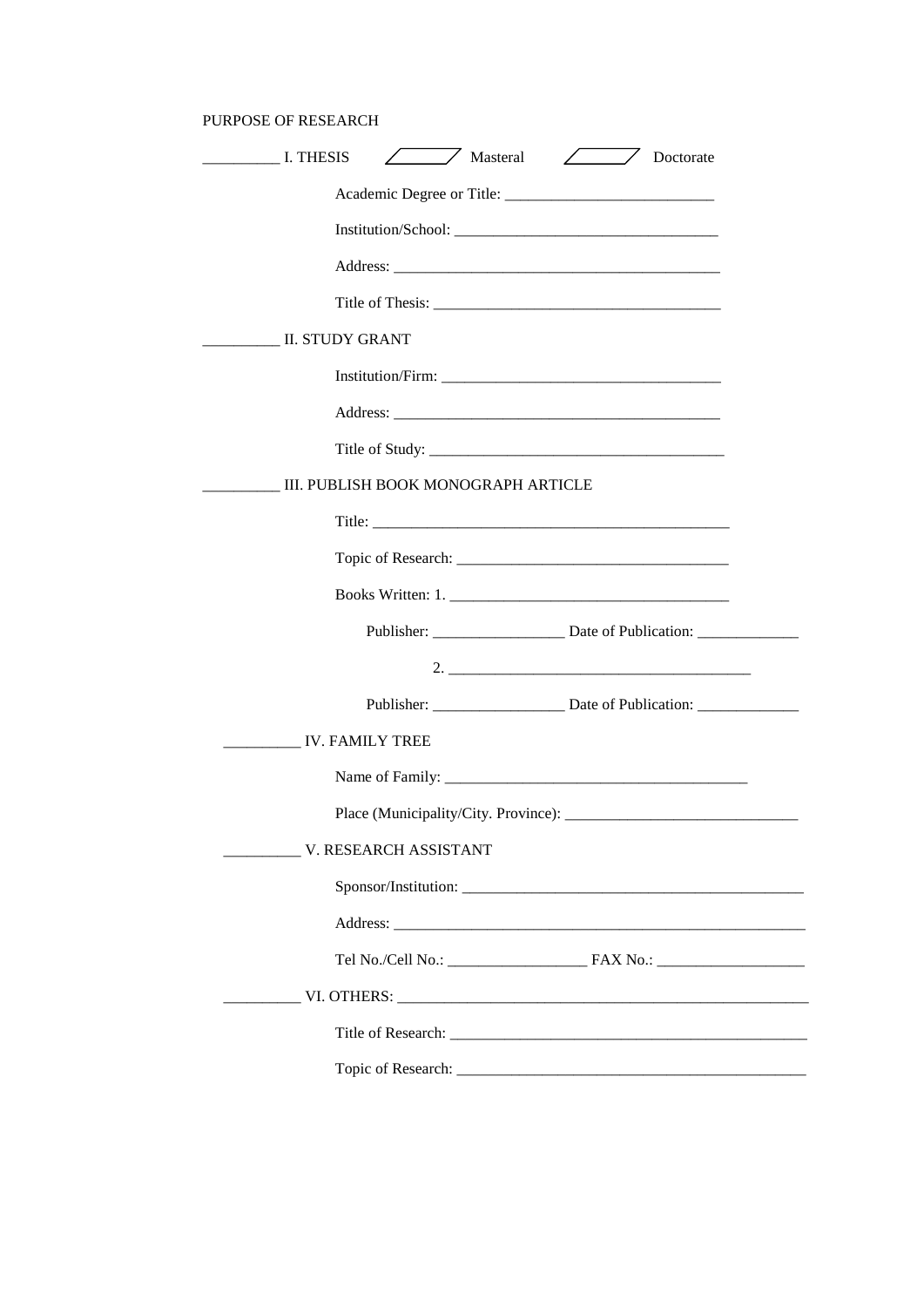PURPOSE OF RESEARCH

__________ I. THESIS &nbsp;&nbsp;&nbsp; ______ Masteral &nbsp;&nbsp;&nbsp; ______ Doctorate

Academic Degree or Title: ___________________________

Institution/School: __________________________________

Address: ___________________________________________

Title of Thesis: ______________________________________

__________ II. STUDY GRANT

Institution/Firm: ____________________________________

Address: ___________________________________________

Title of Study: _______________________________________

__________ III. PUBLISH BOOK MONOGRAPH ARTICLE

Title: _______________________________________________

Topic of Research: ____________________________________

Books Written: 1. _____________________________________

Publisher: _________________ Date of Publication: _____________

2. _________________________________________

Publisher: _________________ Date of Publication: _____________

__________ IV. FAMILY TREE

Name of Family: ________________________________________

Place (Municipality/City. Province): ______________________________

__________ V. RESEARCH ASSISTANT

Sponsor/Institution: _____________________________________________

Address: ______________________________________________________

Tel No./Cell No.: __________________ FAX No.: ___________________

__________ VI. OTHERS: ______________________________________________________

Title of Research: _______________________________________________

Topic of Research: _______________________________________________